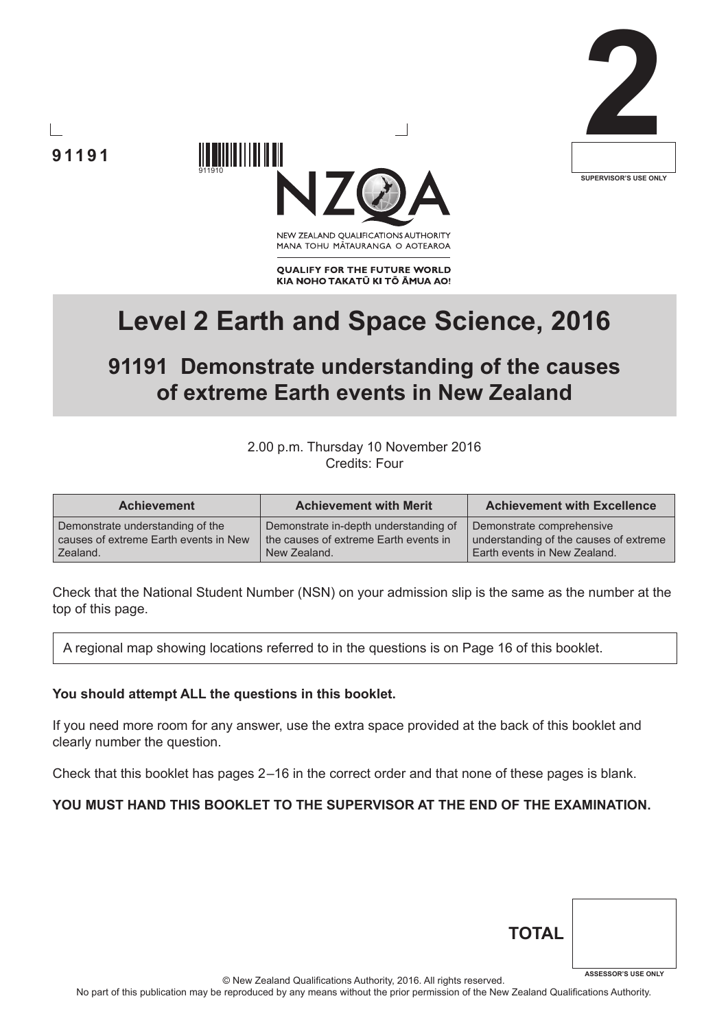91191

911910

2

SUPERVISOR'S USE ONLY

NZQA

NEW ZEALAND QUALIFICATIONS AUTHORITY
MANA TOHU MĀTAURANGA O AOTEAROA

QUALIFY FOR THE FUTURE WORLD
KIA NOHO TAKATŪ KI TŌ ĀMUA AO!

# Level 2 Earth and Space Science, 2016

## 91191 Demonstrate understanding of the causes of extreme Earth events in New Zealand

2.00 p.m. Thursday 10 November 2016
Credits: Four

| Achievement | Achievement with Merit | Achievement with Excellence |
|---|---|---|
| Demonstrate understanding of the causes of extreme Earth events in New Zealand. | Demonstrate in-depth understanding of the causes of extreme Earth events in New Zealand. | Demonstrate comprehensive understanding of the causes of extreme Earth events in New Zealand. |

Check that the National Student Number (NSN) on your admission slip is the same as the number at the top of this page.

A regional map showing locations referred to in the questions is on Page 16 of this booklet.

**You should attempt ALL the questions in this booklet.**

If you need more room for any answer, use the extra space provided at the back of this booklet and clearly number the question.

Check that this booklet has pages 2–16 in the correct order and that none of these pages is blank.

**YOU MUST HAND THIS BOOKLET TO THE SUPERVISOR AT THE END OF THE EXAMINATION.**

**TOTAL**

ASSESSOR'S USE ONLY

© New Zealand Qualifications Authority, 2016. All rights reserved.
No part of this publication may be reproduced by any means without the prior permission of the New Zealand Qualifications Authority.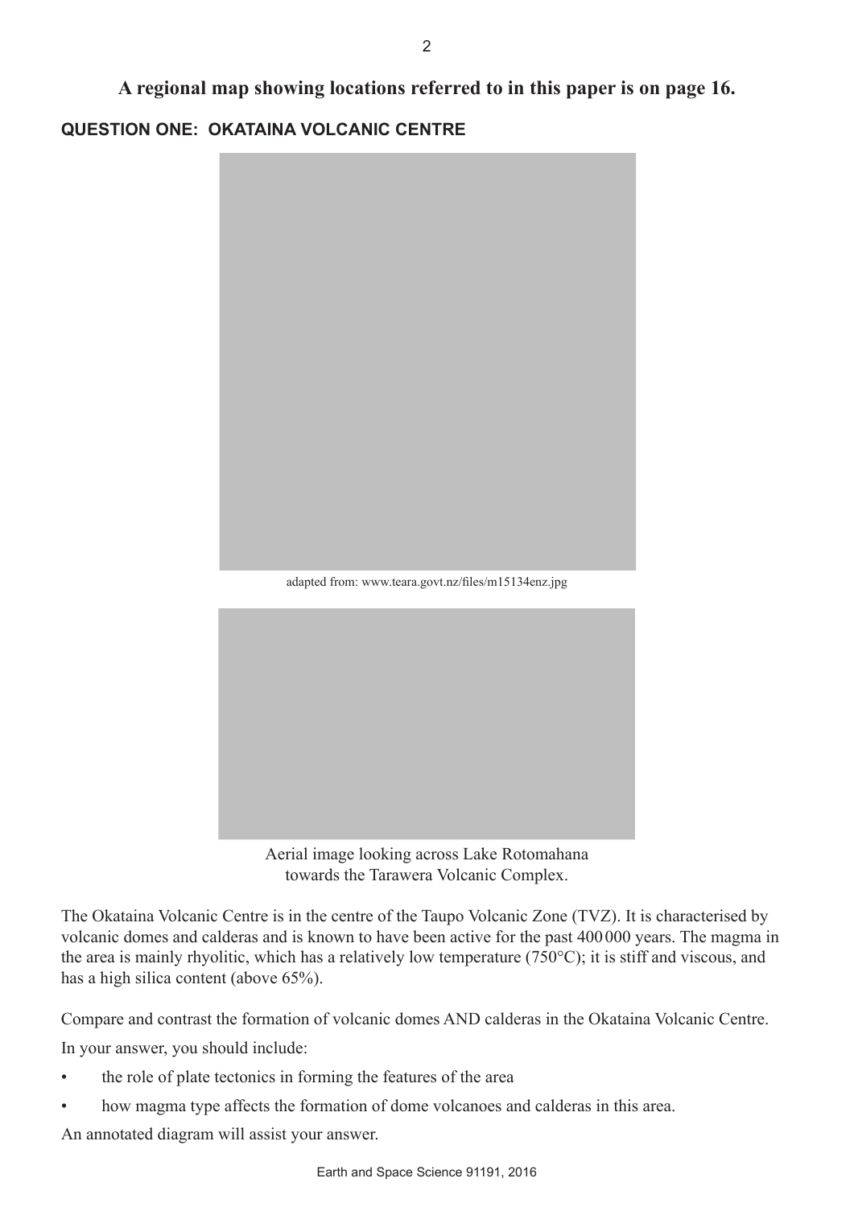**A regional map showing locations referred to in this paper is on page 16.**

## QUESTION ONE: OKATAINA VOLCANIC CENTRE

adapted from: www.teara.govt.nz/files/m15134enz.jpg

Aerial image looking across Lake Rotomahana towards the Tarawera Volcanic Complex.

The Okataina Volcanic Centre is in the centre of the Taupo Volcanic Zone (TVZ). It is characterised by volcanic domes and calderas and is known to have been active for the past 400 000 years. The magma in the area is mainly rhyolitic, which has a relatively low temperature (750°C); it is stiff and viscous, and has a high silica content (above 65%).

Compare and contrast the formation of volcanic domes AND calderas in the Okataina Volcanic Centre.

In your answer, you should include:

- the role of plate tectonics in forming the features of the area
- how magma type affects the formation of dome volcanoes and calderas in this area.

An annotated diagram will assist your answer.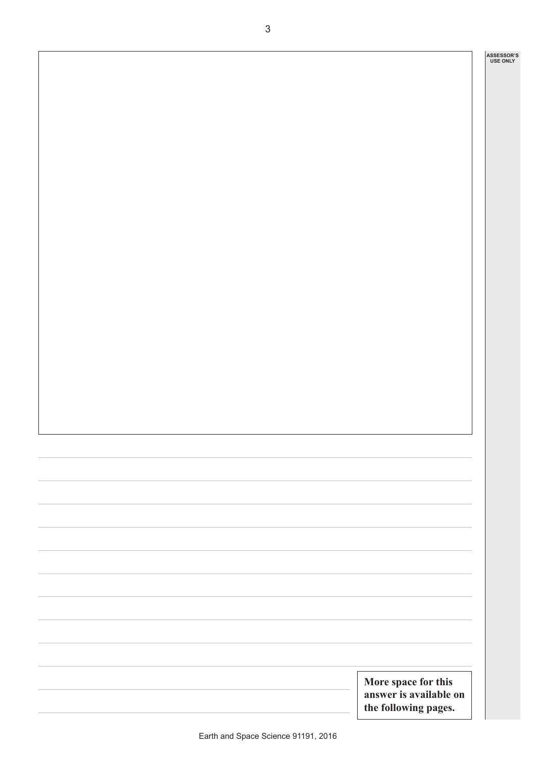More space for this answer is available on the following pages.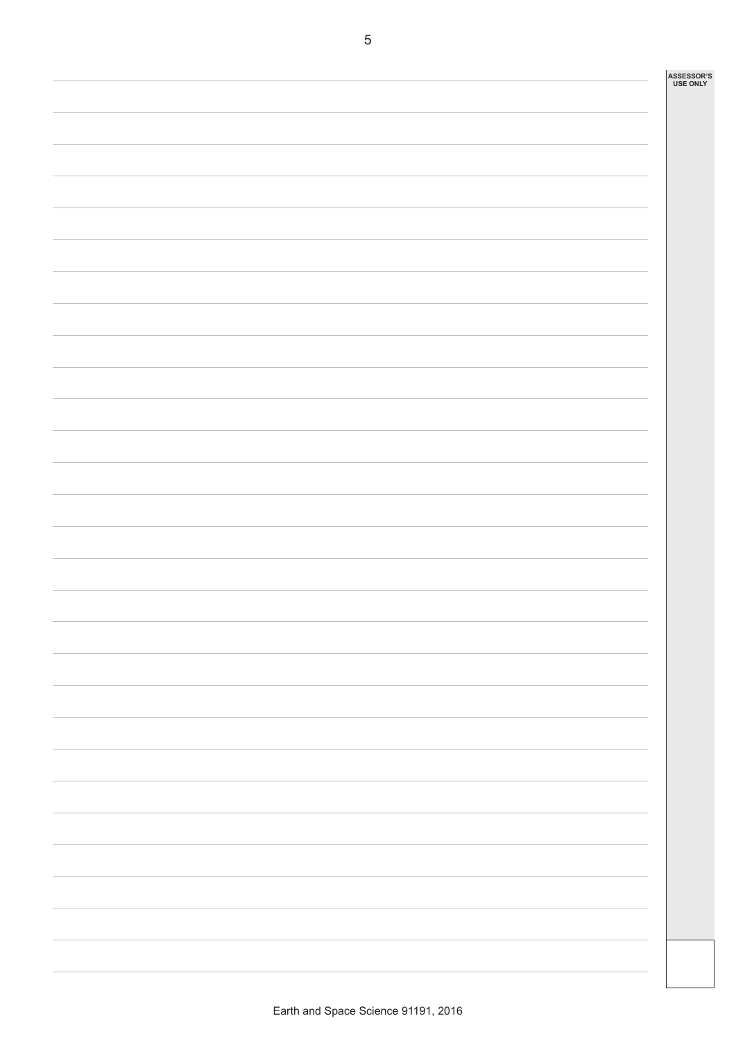ASSESSOR'S USE ONLY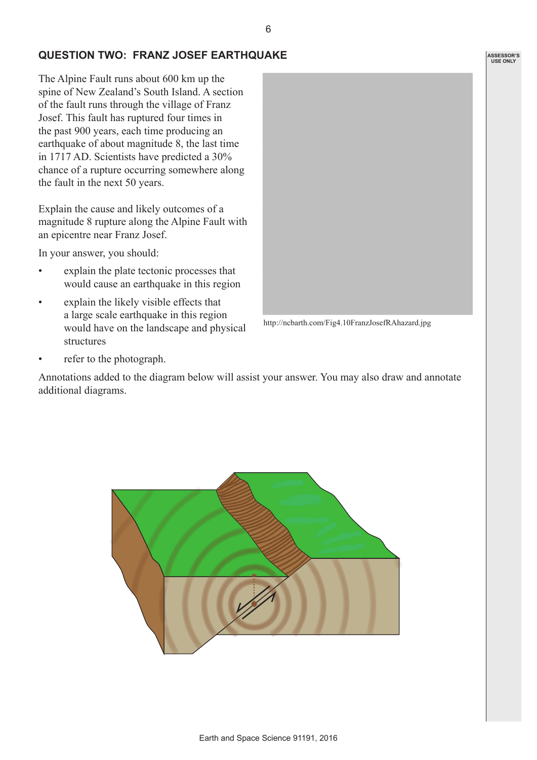## QUESTION TWO: FRANZ JOSEF EARTHQUAKE

The Alpine Fault runs about 600 km up the spine of New Zealand's South Island. A section of the fault runs through the village of Franz Josef. This fault has ruptured four times in the past 900 years, each time producing an earthquake of about magnitude 8, the last time in 1717 AD. Scientists have predicted a 30% chance of a rupture occurring somewhere along the fault in the next 50 years.

Explain the cause and likely outcomes of a magnitude 8 rupture along the Alpine Fault with an epicentre near Franz Josef.

In your answer, you should:

- explain the plate tectonic processes that would cause an earthquake in this region
- explain the likely visible effects that a large scale earthquake in this region would have on the landscape and physical structures
- refer to the photograph.

http://ncbarth.com/Fig4.10FranzJosefRAhazard.jpg

Annotations added to the diagram below will assist your answer. You may also draw and annotate additional diagrams.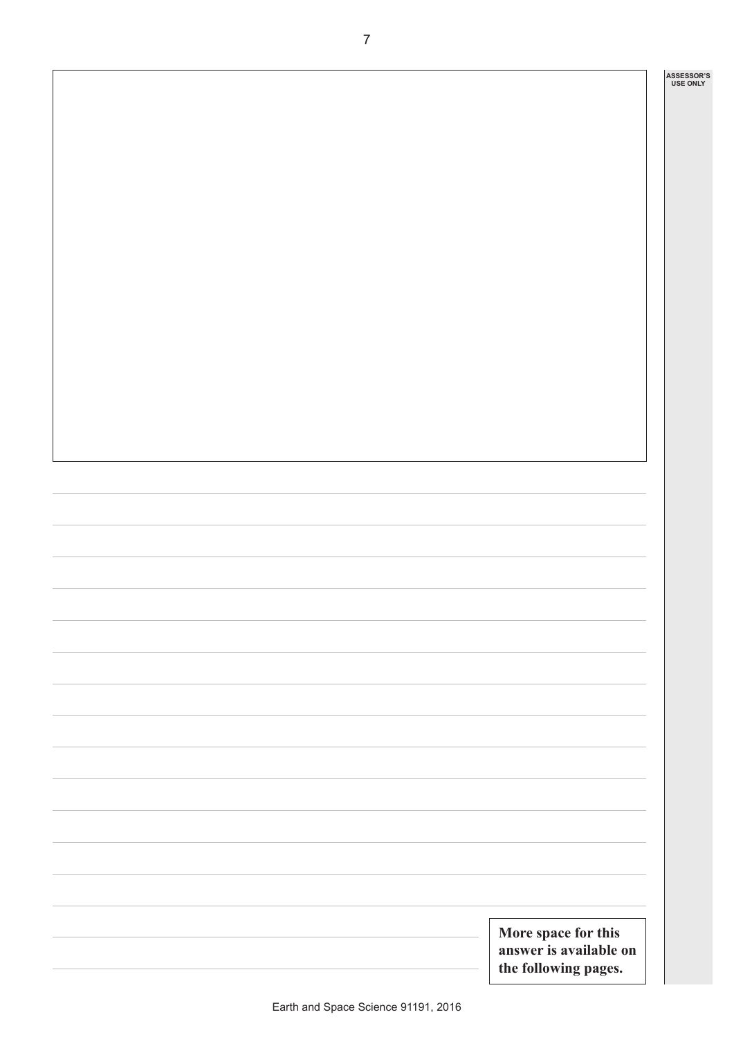**More space for this answer is available on the following pages.**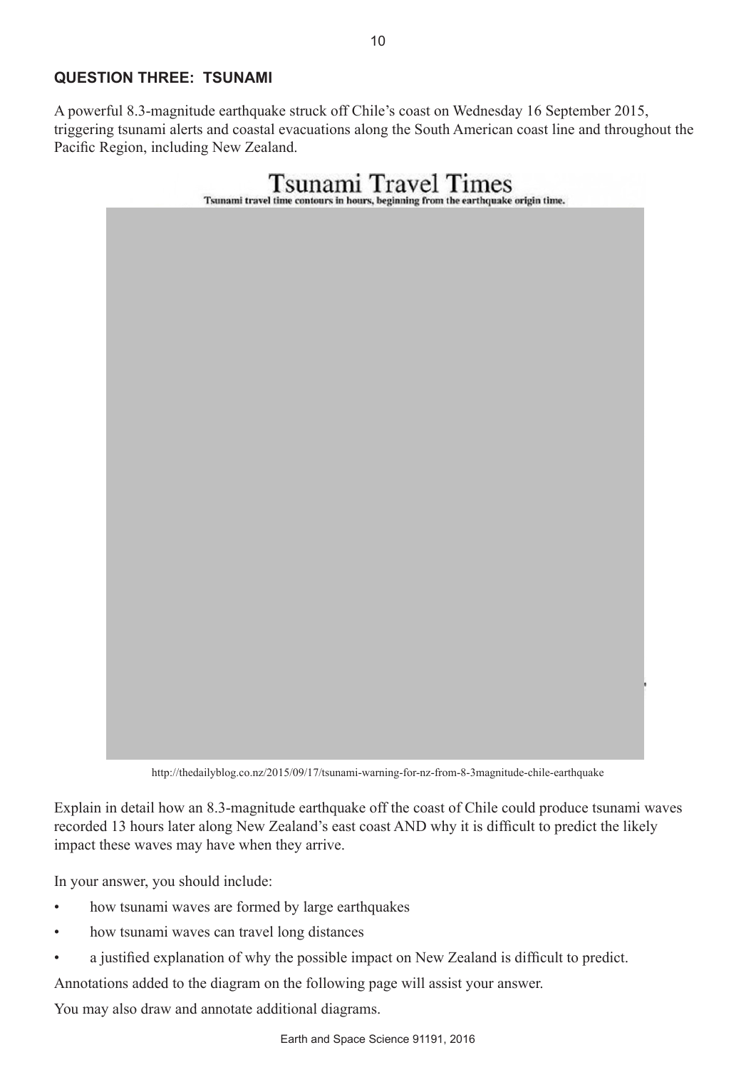## QUESTION THREE: TSUNAMI

A powerful 8.3-magnitude earthquake struck off Chile's coast on Wednesday 16 September 2015, triggering tsunami alerts and coastal evacuations along the South American coast line and throughout the Pacific Region, including New Zealand.

Tsunami Travel Times

Tsunami travel time contours in hours, beginning from the earthquake origin time.

http://thedailyblog.co.nz/2015/09/17/tsunami-warning-for-nz-from-8-3magnitude-chile-earthquake

Explain in detail how an 8.3-magnitude earthquake off the coast of Chile could produce tsunami waves recorded 13 hours later along New Zealand's east coast AND why it is difficult to predict the likely impact these waves may have when they arrive.

In your answer, you should include:

- how tsunami waves are formed by large earthquakes
- how tsunami waves can travel long distances
- a justified explanation of why the possible impact on New Zealand is difficult to predict.

Annotations added to the diagram on the following page will assist your answer.

You may also draw and annotate additional diagrams.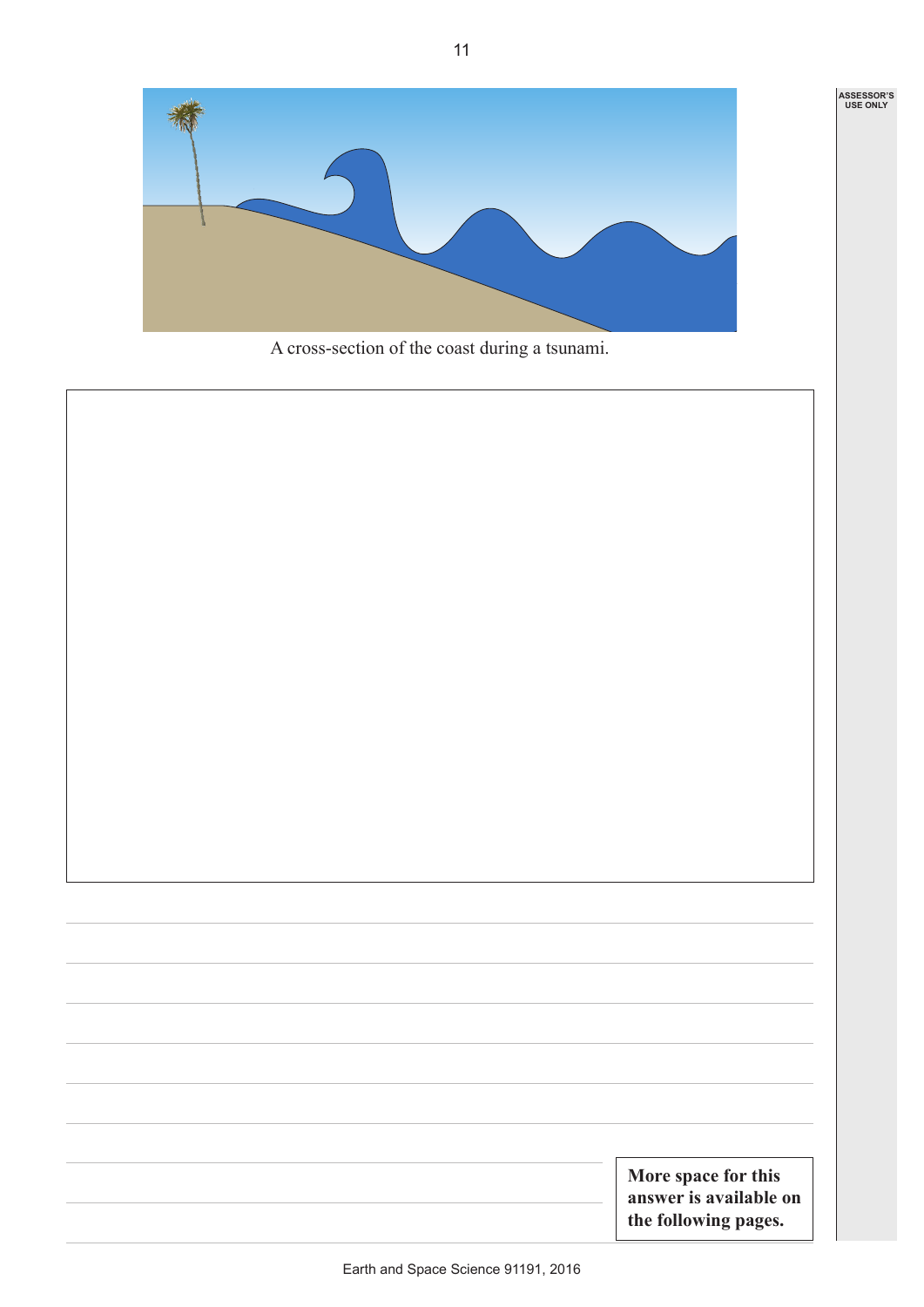A cross-section of the coast during a tsunami.

**More space for this answer is available on the following pages.**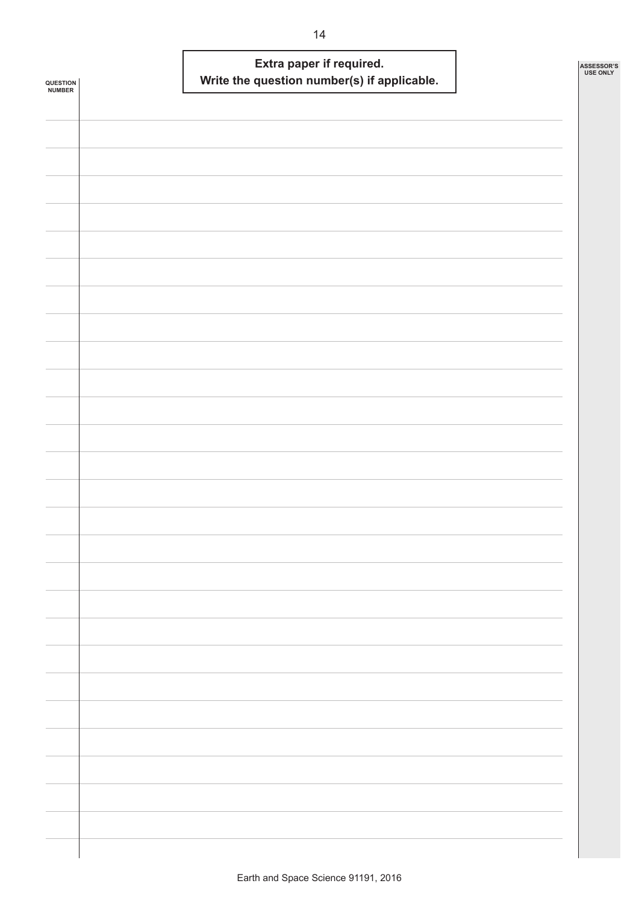**Extra paper if required.**
**Write the question number(s) if applicable.**

QUESTION NUMBER

ASSESSOR'S USE ONLY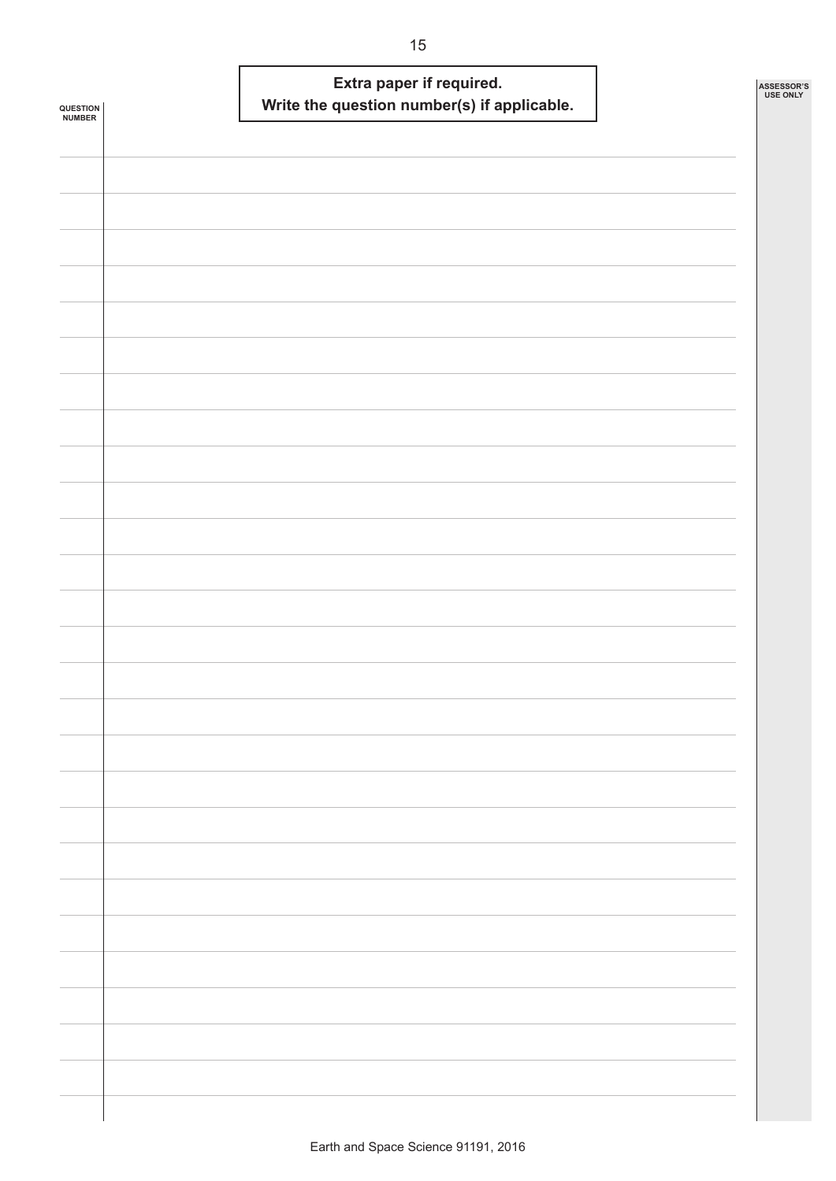**Extra paper if required.**
**Write the question number(s) if applicable.**

QUESTION NUMBER

ASSESSOR'S USE ONLY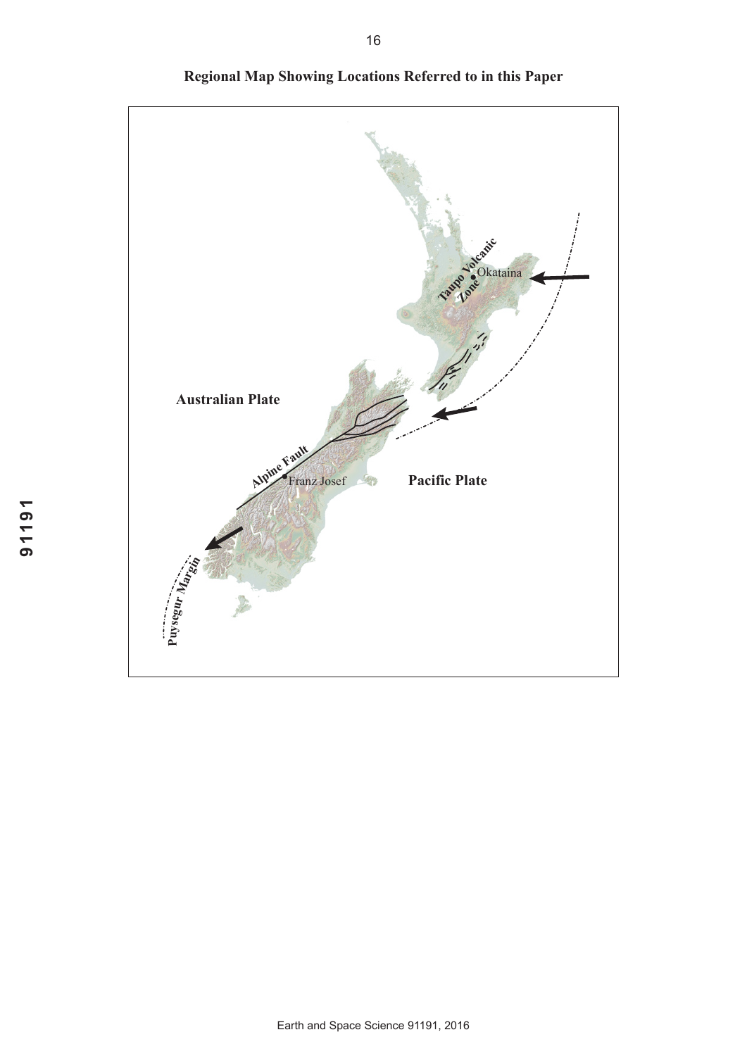## Regional Map Showing Locations Referred to in this Paper

Taupo Volcanic Zone

Okataina

Australian Plate

Alpine Fault

Franz Josef

Pacific Plate

Puysegur Margin